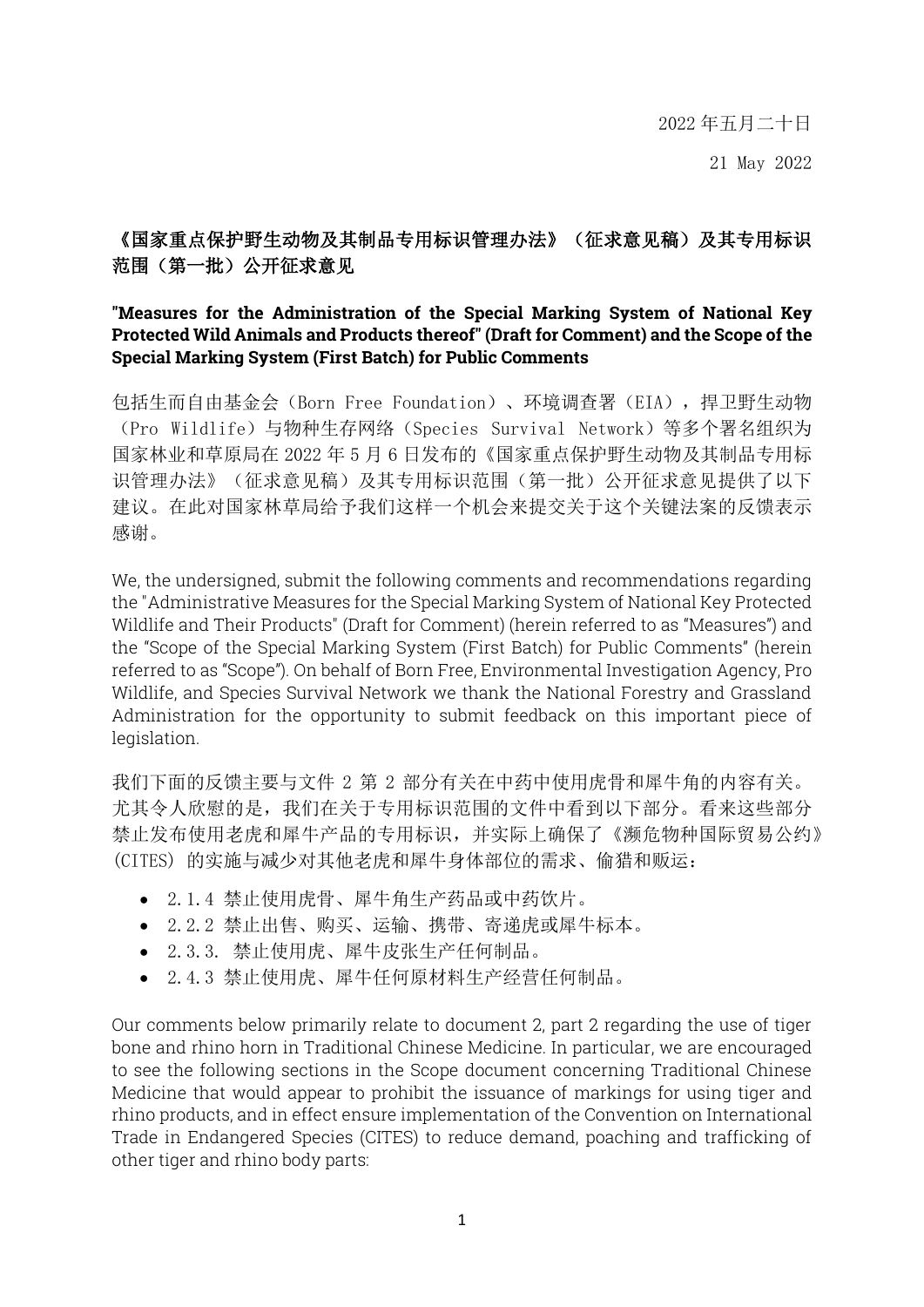2022 年五月二十日

21 May 2022

**《国家重点保护野生动物及其制品专用标识管理办法》（征求意见稿）及其专用标识范围（第一批）公开征求意见**

**"Measures for the Administration of the Special Marking System of National Key Protected Wild Animals and Products thereof" (Draft for Comment) and the Scope of the Special Marking System (First Batch) for Public Comments**

包括生而自由基金会（Born Free Foundation）、环境调查署（EIA），捍卫野生动物（Pro Wildlife）与物种生存网络（Species Survival Network）等多个署名组织为国家林业和草原局在 2022 年 5 月 6 日发布的《国家重点保护野生动物及其制品专用标识管理办法》（征求意见稿）及其专用标识范围（第一批）公开征求意见提供了以下建议。在此对国家林草局给予我们这样一个机会来提交关于这个关键法案的反馈表示感谢。

We, the undersigned, submit the following comments and recommendations regarding the "Administrative Measures for the Special Marking System of National Key Protected Wildlife and Their Products" (Draft for Comment) (herein referred to as "Measures") and the "Scope of the Special Marking System (First Batch) for Public Comments" (herein referred to as "Scope"). On behalf of Born Free, Environmental Investigation Agency, Pro Wildlife, and Species Survival Network we thank the National Forestry and Grassland Administration for the opportunity to submit feedback on this important piece of legislation.

我们下面的反馈主要与文件 2 第 2 部分有关在中药中使用虎骨和犀牛角的内容有关。尤其令人欣慰的是，我们在关于专用标识范围的文件中看到以下部分。看来这些部分禁止发布使用老虎和犀牛产品的专用标识，并实际上确保了《濒危物种国际贸易公约》(CITES) 的实施与减少对其他老虎和犀牛身体部位的需求、偷猎和贩运：

- 2.1.4 禁止使用虎骨、犀牛角生产药品或中药饮片。
- 2.2.2 禁止出售、购买、运输、携带、寄递虎或犀牛标本。
- 2.3.3. 禁止使用虎、犀牛皮张生产任何制品。
- 2.4.3 禁止使用虎、犀牛任何原材料生产经营任何制品。

Our comments below primarily relate to document 2, part 2 regarding the use of tiger bone and rhino horn in Traditional Chinese Medicine. In particular, we are encouraged to see the following sections in the Scope document concerning Traditional Chinese Medicine that would appear to prohibit the issuance of markings for using tiger and rhino products, and in effect ensure implementation of the Convention on International Trade in Endangered Species (CITES) to reduce demand, poaching and trafficking of other tiger and rhino body parts: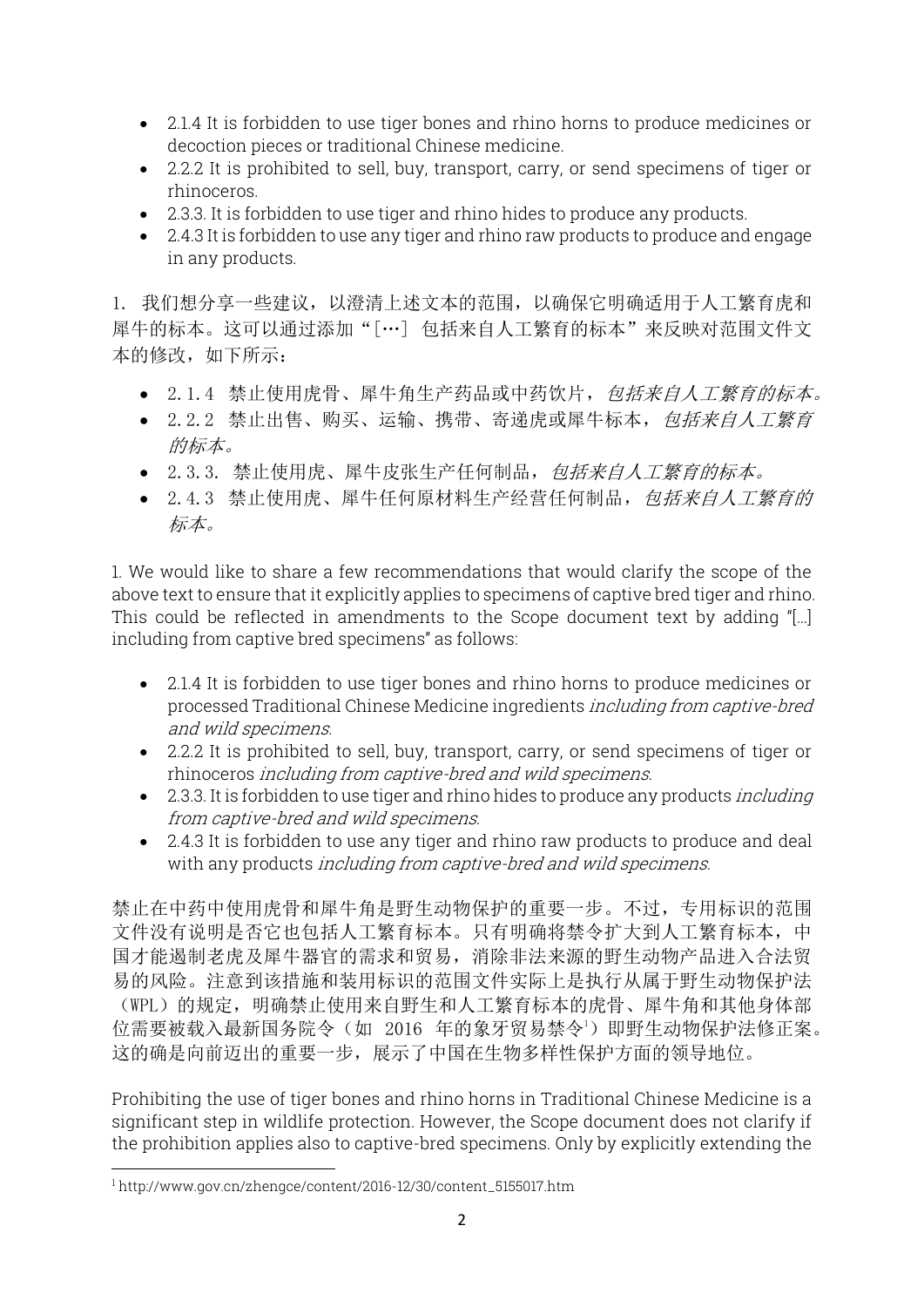- 2.1.4 It is forbidden to use tiger bones and rhino horns to produce medicines or decoction pieces or traditional Chinese medicine.
- 2.2.2 It is prohibited to sell, buy, transport, carry, or send specimens of tiger or rhinoceros.
- 2.3.3. It is forbidden to use tiger and rhino hides to produce any products.
- 2.4.3 It is forbidden to use any tiger and rhino raw products to produce and engage in any products.

1. 我们想分享一些建议，以澄清上述文本的范围，以确保它明确适用于人工繁育虎和犀牛的标本。这可以通过添加"[…] 包括来自人工繁育的标本"来反映对范围文件文本的修改，如下所示：

- 2.1.4 禁止使用虎骨、犀牛角生产药品或中药饮片，*包括来自人工繁育的标本。*
- 2.2.2 禁止出售、购买、运输、携带、寄递虎或犀牛标本，*包括来自人工繁育的标本。*
- 2.3.3. 禁止使用虎、犀牛皮张生产任何制品，*包括来自人工繁育的标本。*
- 2.4.3 禁止使用虎、犀牛任何原材料生产经营任何制品，*包括来自人工繁育的标本。*

1. We would like to share a few recommendations that would clarify the scope of the above text to ensure that it explicitly applies to specimens of captive bred tiger and rhino. This could be reflected in amendments to the Scope document text by adding "[…] including from captive bred specimens" as follows:

- 2.1.4 It is forbidden to use tiger bones and rhino horns to produce medicines or processed Traditional Chinese Medicine ingredients *including from captive-bred and wild specimens.*
- 2.2.2 It is prohibited to sell, buy, transport, carry, or send specimens of tiger or rhinoceros *including from captive-bred and wild specimens.*
- 2.3.3. It is forbidden to use tiger and rhino hides to produce any products *including from captive-bred and wild specimens.*
- 2.4.3 It is forbidden to use any tiger and rhino raw products to produce and deal with any products *including from captive-bred and wild specimens.*

禁止在中药中使用虎骨和犀牛角是野生动物保护的重要一步。不过，专用标识的范围文件没有说明是否它也包括人工繁育标本。只有明确将禁令扩大到人工繁育标本，中国才能遏制老虎及犀牛器官的需求和贸易，消除非法来源的野生动物产品进入合法贸易的风险。注意到该措施和装用标识的范围文件实际上是执行从属于野生动物保护法（WPL）的规定，明确禁止使用来自野生和人工繁育标本的虎骨、犀牛角和其他身体部位需要被载入最新国务院令（如 2016 年的象牙贸易禁令[1]）即野生动物保护法修正案。这的确是向前迈出的重要一步，展示了中国在生物多样性保护方面的领导地位。

Prohibiting the use of tiger bones and rhino horns in Traditional Chinese Medicine is a significant step in wildlife protection. However, the Scope document does not clarify if the prohibition applies also to captive-bred specimens. Only by explicitly extending the

[1] http://www.gov.cn/zhengce/content/2016-12/30/content_5155017.htm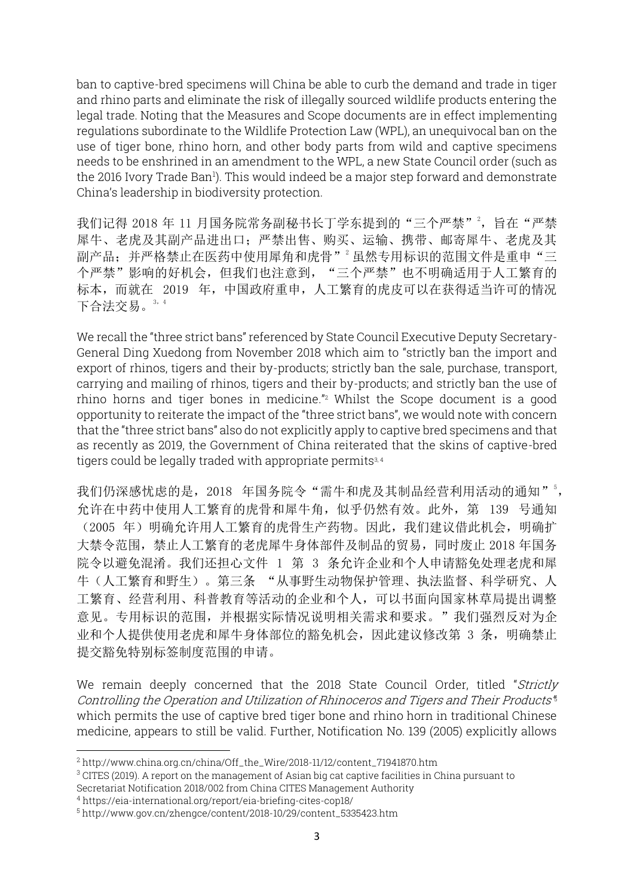ban to captive-bred specimens will China be able to curb the demand and trade in tiger and rhino parts and eliminate the risk of illegally sourced wildlife products entering the legal trade. Noting that the Measures and Scope documents are in effect implementing regulations subordinate to the Wildlife Protection Law (WPL), an unequivocal ban on the use of tiger bone, rhino horn, and other body parts from wild and captive specimens needs to be enshrined in an amendment to the WPL, a new State Council order (such as the 2016 Ivory Trade Ban[1]). This would indeed be a major step forward and demonstrate China's leadership in biodiversity protection.

我们记得 2018 年 11 月国务院常务副秘书长丁学东提到的“三个严禁”[2]，旨在“严禁犀牛、老虎及其副产品进出口；严禁出售、购买、运输、携带、邮寄犀牛、老虎及其副产品；并严格禁止在医药中使用犀角和虎骨”[2] 虽然专用标识的范围文件是重申“三个严禁”影响的好机会，但我们也注意到，“三个严禁”也不明确适用于人工繁育的标本，而就在 2019 年，中国政府重申，人工繁育的虎皮可以在获得适当许可的情况下合法交易。[3, 4]

We recall the "three strict bans" referenced by State Council Executive Deputy Secretary-General Ding Xuedong from November 2018 which aim to "strictly ban the import and export of rhinos, tigers and their by-products; strictly ban the sale, purchase, transport, carrying and mailing of rhinos, tigers and their by-products; and strictly ban the use of rhino horns and tiger bones in medicine."[2] Whilst the Scope document is a good opportunity to reiterate the impact of the "three strict bans", we would note with concern that the "three strict bans" also do not explicitly apply to captive bred specimens and that as recently as 2019, the Government of China reiterated that the skins of captive-bred tigers could be legally traded with appropriate permits[3,4]

我们仍深感忧虑的是，2018 年国务院令“需牛和虎及其制品经营利用活动的通知”[5]，允许在中药中使用人工繁育的虎骨和犀牛角，似乎仍然有效。此外，第 139 号通知（2005 年）明确允许用人工繁育的虎骨生产药物。因此，我们建议借此机会，明确扩大禁令范围，禁止人工繁育的老虎犀牛身体部件及制品的贸易，同时废止 2018 年国务院令以避免混淆。我们还担心文件 1 第 3 条允许企业和个人申请豁免处理老虎和犀牛（人工繁育和野生）。第三条 “从事野生动物保护管理、执法监督、科学研究、人工繁育、经营利用、科普教育等活动的企业和个人，可以书面向国家林草局提出调整意见。专用标识的范围，并根据实际情况说明相关需求和要求。”我们强烈反对为企业和个人提供使用老虎和犀牛身体部位的豁免机会，因此建议修改第 3 条，明确禁止提交豁免特别标签制度范围的申请。

We remain deeply concerned that the 2018 State Council Order, titled "*Strictly Controlling the Operation and Utilization of Rhinoceros and Tigers and Their Products*"[5] which permits the use of captive bred tiger bone and rhino horn in traditional Chinese medicine, appears to still be valid. Further, Notification No. 139 (2005) explicitly allows

---

[2] http://www.china.org.cn/china/Off_the_Wire/2018-11/12/content_71941870.htm

[3] CITES (2019). A report on the management of Asian big cat captive facilities in China pursuant to Secretariat Notification 2018/002 from China CITES Management Authority

[4] https://eia-international.org/report/eia-briefing-cites-cop18/

[5] http://www.gov.cn/zhengce/content/2018-10/29/content_5335423.htm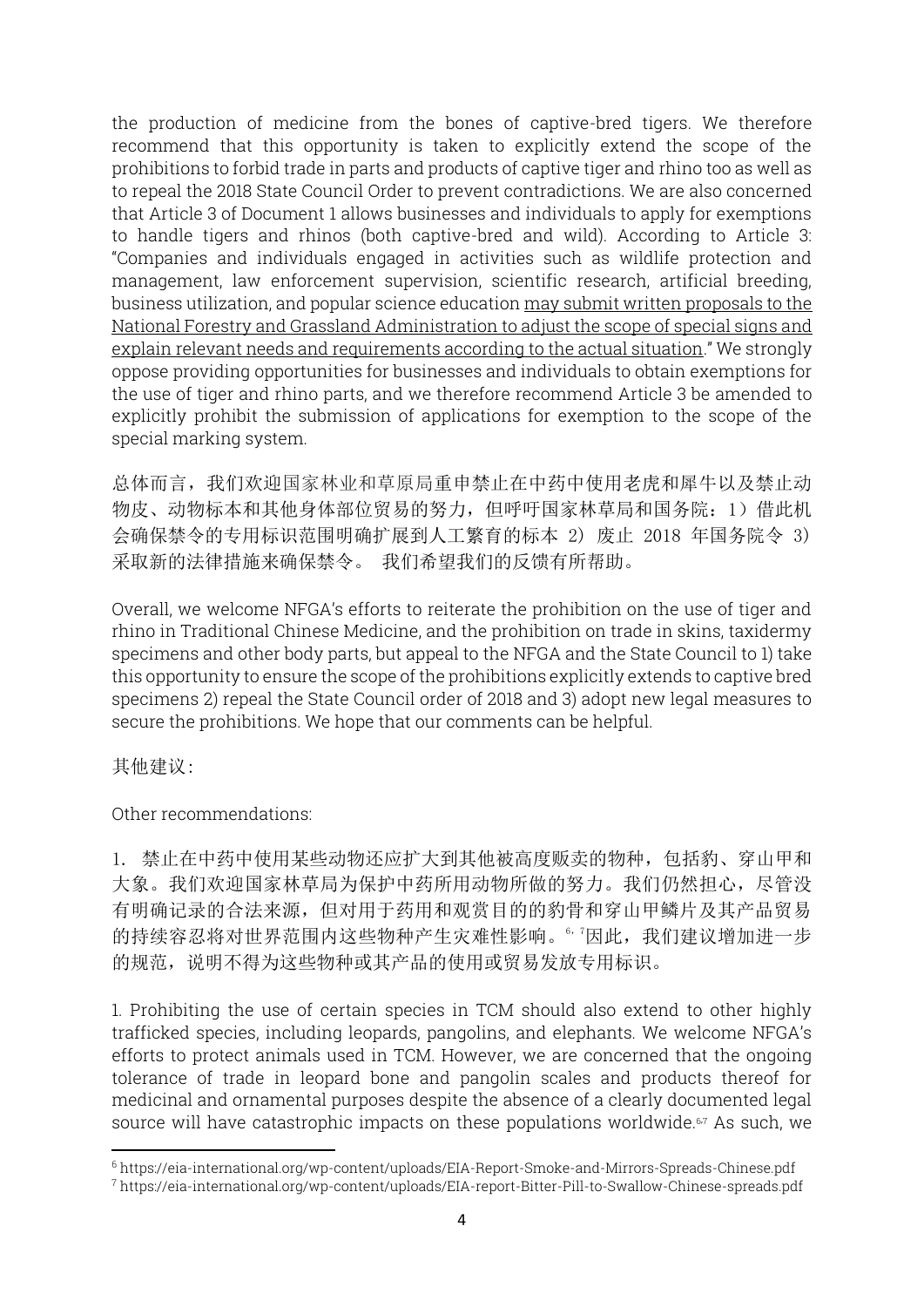the production of medicine from the bones of captive-bred tigers. We therefore recommend that this opportunity is taken to explicitly extend the scope of the prohibitions to forbid trade in parts and products of captive tiger and rhino too as well as to repeal the 2018 State Council Order to prevent contradictions. We are also concerned that Article 3 of Document 1 allows businesses and individuals to apply for exemptions to handle tigers and rhinos (both captive-bred and wild). According to Article 3: "Companies and individuals engaged in activities such as wildlife protection and management, law enforcement supervision, scientific research, artificial breeding, business utilization, and popular science education <u>may submit written proposals to the National Forestry and Grassland Administration to adjust the scope of special signs and explain relevant needs and requirements according to the actual situation</u>." We strongly oppose providing opportunities for businesses and individuals to obtain exemptions for the use of tiger and rhino parts, and we therefore recommend Article 3 be amended to explicitly prohibit the submission of applications for exemption to the scope of the special marking system.

总体而言，我们欢迎国家林业和草原局重申禁止在中药中使用老虎和犀牛以及禁止动物皮、动物标本和其他身体部位贸易的努力，但呼吁国家林草局和国务院：1）借此机会确保禁令的专用标识范围明确扩展到人工繁育的标本 2）废止 2018 年国务院令 3）采取新的法律措施来确保禁令。 我们希望我们的反馈有所帮助。

Overall, we welcome NFGA's efforts to reiterate the prohibition on the use of tiger and rhino in Traditional Chinese Medicine, and the prohibition on trade in skins, taxidermy specimens and other body parts, but appeal to the NFGA and the State Council to 1) take this opportunity to ensure the scope of the prohibitions explicitly extends to captive bred specimens 2) repeal the State Council order of 2018 and 3) adopt new legal measures to secure the prohibitions. We hope that our comments can be helpful.

其他建议：

Other recommendations:

1. 禁止在中药中使用某些动物还应扩大到其他被高度贩卖的物种，包括豹、穿山甲和大象。我们欢迎国家林草局为保护中药所用动物所做的努力。我们仍然担心，尽管没有明确记录的合法来源，但对用于药用和观赏目的的豹骨和穿山甲鳞片及其产品贸易的持续容忍将对世界范围内这些物种产生灾难性影响。[6,7]因此，我们建议增加进一步的规范，说明不得为这些物种或其产品的使用或贸易发放专用标识。

1. Prohibiting the use of certain species in TCM should also extend to other highly trafficked species, including leopards, pangolins, and elephants. We welcome NFGA's efforts to protect animals used in TCM. However, we are concerned that the ongoing tolerance of trade in leopard bone and pangolin scales and products thereof for medicinal and ornamental purposes despite the absence of a clearly documented legal source will have catastrophic impacts on these populations worldwide.[6,7] As such, we

[6] https://eia-international.org/wp-content/uploads/EIA-Report-Smoke-and-Mirrors-Spreads-Chinese.pdf

[7] https://eia-international.org/wp-content/uploads/EIA-report-Bitter-Pill-to-Swallow-Chinese-spreads.pdf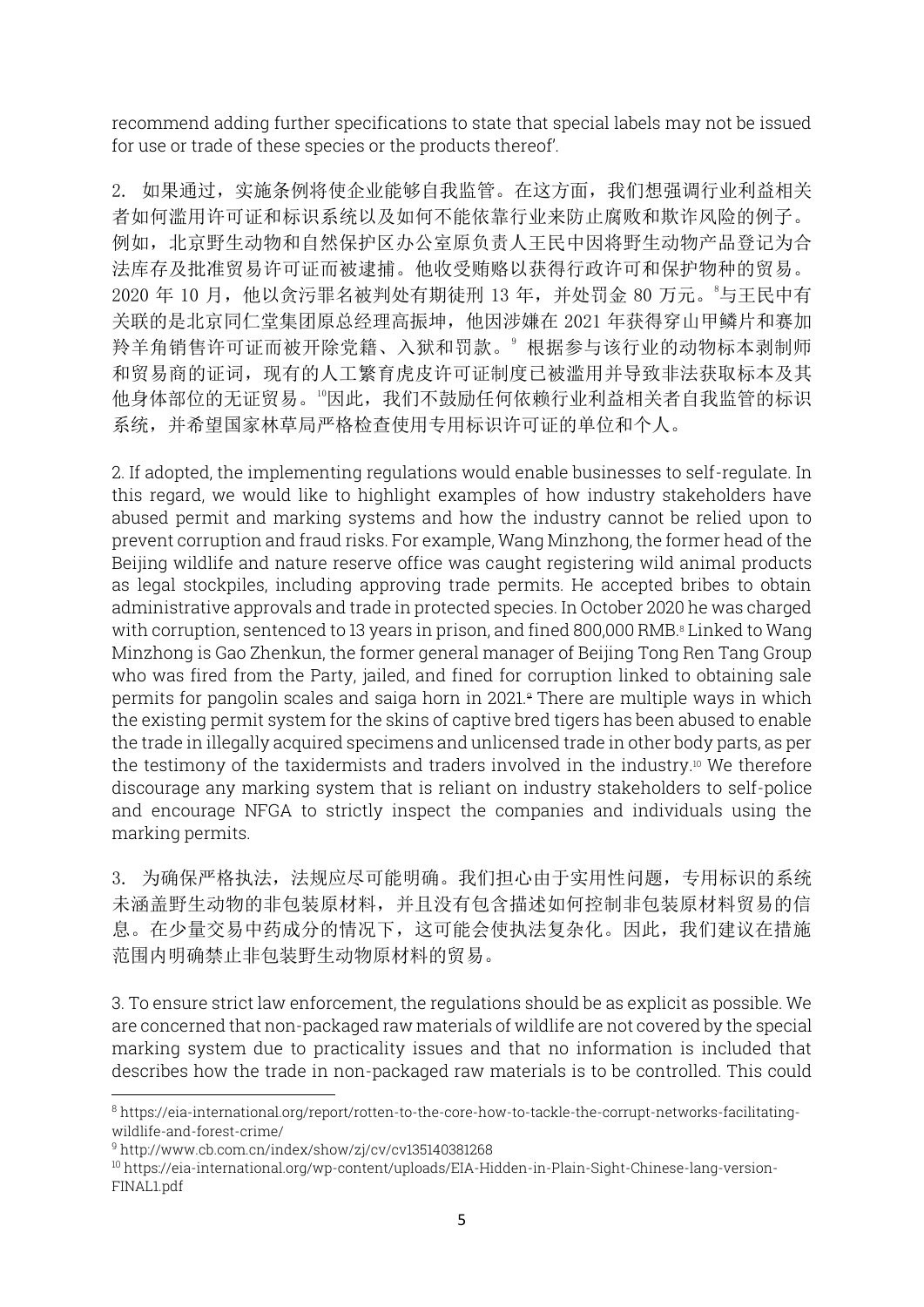recommend adding further specifications to state that special labels may not be issued for use or trade of these species or the products thereof'.

2. 如果通过，实施条例将使企业能够自我监管。在这方面，我们想强调行业利益相关者如何滥用许可证和标识系统以及如何不能依靠行业来防止腐败和欺诈风险的例子。例如，北京野生动物和自然保护区办公室原负责人王民中因将野生动物产品登记为合法库存及批准贸易许可证而被逮捕。他收受贿赂以获得行政许可和保护物种的贸易。2020 年 10 月，他以贪污罪名被判处有期徒刑 13 年，并处罚金 80 万元。[8]与王民中有关联的是北京同仁堂集团原总经理高振坤，他因涉嫌在 2021 年获得穿山甲鳞片和赛加羚羊角销售许可证而被开除党籍、入狱和罚款。[9] 根据参与该行业的动物标本剥制师和贸易商的证词，现有的人工繁育虎皮许可证制度已被滥用并导致非法获取标本及其他身体部位的无证贸易。[10]因此，我们不鼓励任何依赖行业利益相关者自我监管的标识系统，并希望国家林草局严格检查使用专用标识许可证的单位和个人。

2. If adopted, the implementing regulations would enable businesses to self-regulate. In this regard, we would like to highlight examples of how industry stakeholders have abused permit and marking systems and how the industry cannot be relied upon to prevent corruption and fraud risks. For example, Wang Minzhong, the former head of the Beijing wildlife and nature reserve office was caught registering wild animal products as legal stockpiles, including approving trade permits. He accepted bribes to obtain administrative approvals and trade in protected species. In October 2020 he was charged with corruption, sentenced to 13 years in prison, and fined 800,000 RMB.[8] Linked to Wang Minzhong is Gao Zhenkun, the former general manager of Beijing Tong Ren Tang Group who was fired from the Party, jailed, and fined for corruption linked to obtaining sale permits for pangolin scales and saiga horn in 2021.[9] There are multiple ways in which the existing permit system for the skins of captive bred tigers has been abused to enable the trade in illegally acquired specimens and unlicensed trade in other body parts, as per the testimony of the taxidermists and traders involved in the industry.[10] We therefore discourage any marking system that is reliant on industry stakeholders to self-police and encourage NFGA to strictly inspect the companies and individuals using the marking permits.

3. 为确保严格执法，法规应尽可能明确。我们担心由于实用性问题，专用标识的系统未涵盖野生动物的非包装原材料，并且没有包含描述如何控制非包装原材料贸易的信息。在少量交易中药成分的情况下，这可能会使执法复杂化。因此，我们建议在措施范围内明确禁止非包装野生动物原材料的贸易。

3. To ensure strict law enforcement, the regulations should be as explicit as possible. We are concerned that non-packaged raw materials of wildlife are not covered by the special marking system due to practicality issues and that no information is included that describes how the trade in non-packaged raw materials is to be controlled. This could

[8] https://eia-international.org/report/rotten-to-the-core-how-to-tackle-the-corrupt-networks-facilitating-wildlife-and-forest-crime/

[9] http://www.cb.com.cn/index/show/zj/cv/cv135140381268

[10] https://eia-international.org/wp-content/uploads/EIA-Hidden-in-Plain-Sight-Chinese-lang-version-FINAL1.pdf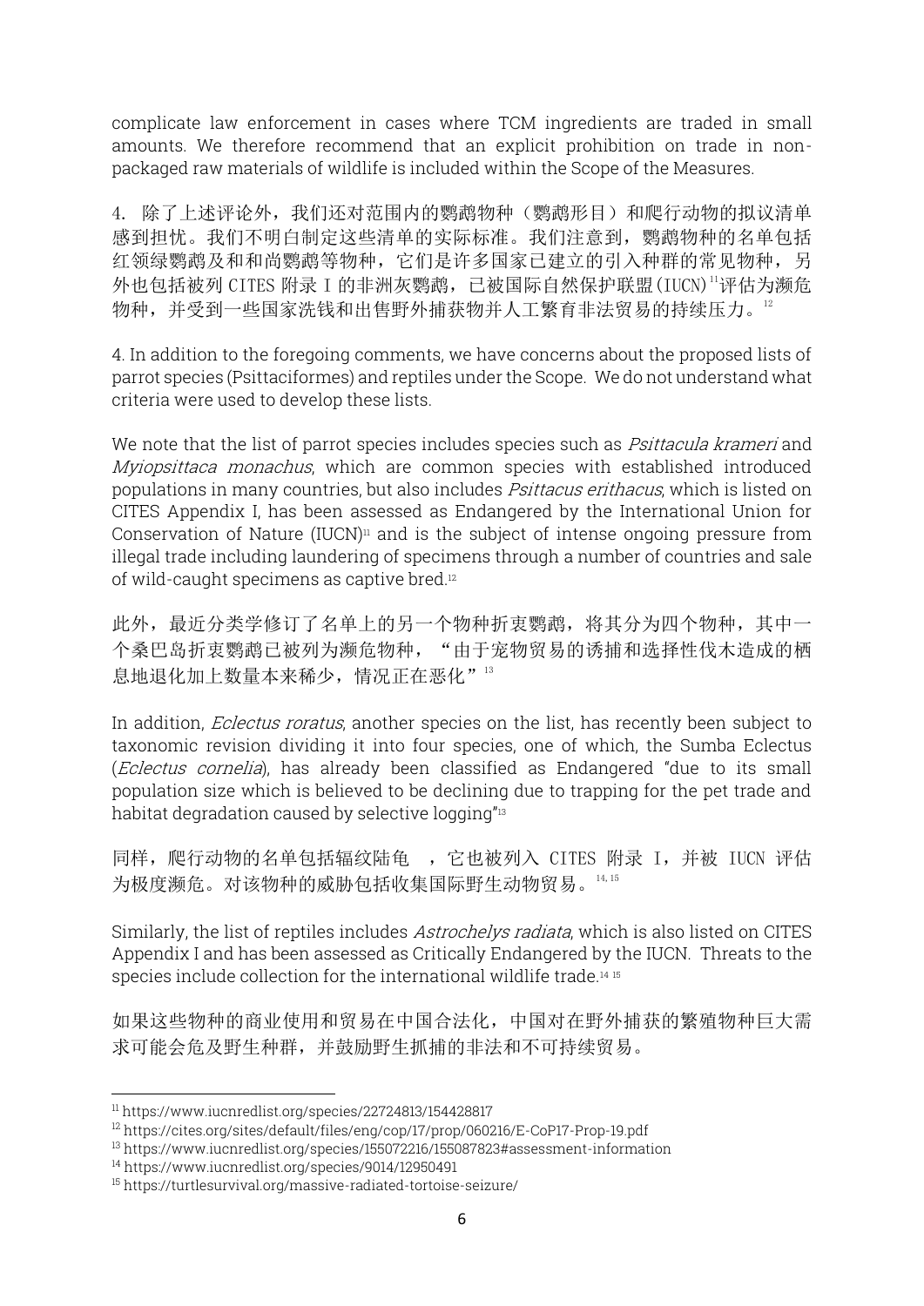complicate law enforcement in cases where TCM ingredients are traded in small amounts. We therefore recommend that an explicit prohibition on trade in non-packaged raw materials of wildlife is included within the Scope of the Measures.

4. 除了上述评论外，我们还对范围内的鹦鹉物种（鹦鹉形目）和爬行动物的拟议清单感到担忧。我们不明白制定这些清单的实际标准。我们注意到，鹦鹉物种的名单包括红领绿鹦鹉及和和尚鹦鹉等物种，它们是许多国家已建立的引入种群的常见物种，另外也包括被列 CITES 附录 I 的非洲灰鹦鹉，已被国际自然保护联盟(IUCN)[11]评估为濒危物种，并受到一些国家洗钱和出售野外捕获物并人工繁育非法贸易的持续压力。[12]

4. In addition to the foregoing comments, we have concerns about the proposed lists of parrot species (Psittaciformes) and reptiles under the Scope. We do not understand what criteria were used to develop these lists.

We note that the list of parrot species includes species such as *Psittacula krameri* and *Myiopsittaca monachus*, which are common species with established introduced populations in many countries, but also includes *Psittacus erithacus*, which is listed on CITES Appendix I, has been assessed as Endangered by the International Union for Conservation of Nature (IUCN)[11] and is the subject of intense ongoing pressure from illegal trade including laundering of specimens through a number of countries and sale of wild-caught specimens as captive bred.[12]

此外，最近分类学修订了名单上的另一个物种折衷鹦鹉，将其分为四个物种，其中一个桑巴岛折衷鹦鹉已被列为濒危物种，"由于宠物贸易的诱捕和选择性伐木造成的栖息地退化加上数量本来稀少，情况正在恶化"[13]

In addition, *Eclectus roratus*, another species on the list, has recently been subject to taxonomic revision dividing it into four species, one of which, the Sumba Eclectus (*Eclectus cornelia*), has already been classified as Endangered "due to its small population size which is believed to be declining due to trapping for the pet trade and habitat degradation caused by selective logging"[13]

同样，爬行动物的名单包括辐纹陆龟 ，它也被列入 CITES 附录 I，并被 IUCN 评估为极度濒危。对该物种的威胁包括收集国际野生动物贸易。[14, 15]

Similarly, the list of reptiles includes *Astrochelys radiata*, which is also listed on CITES Appendix I and has been assessed as Critically Endangered by the IUCN. Threats to the species include collection for the international wildlife trade.[14 15]

如果这些物种的商业使用和贸易在中国合法化，中国对在野外捕获的繁殖物种巨大需求可能会危及野生种群，并鼓励野生抓捕的非法和不可持续贸易。

---

[11] https://www.iucnredlist.org/species/22724813/154428817

[12] https://cites.org/sites/default/files/eng/cop/17/prop/060216/E-CoP17-Prop-19.pdf

[13] https://www.iucnredlist.org/species/155072216/155087823#assessment-information

[14] https://www.iucnredlist.org/species/9014/12950491

[15] https://turtlesurvival.org/massive-radiated-tortoise-seizure/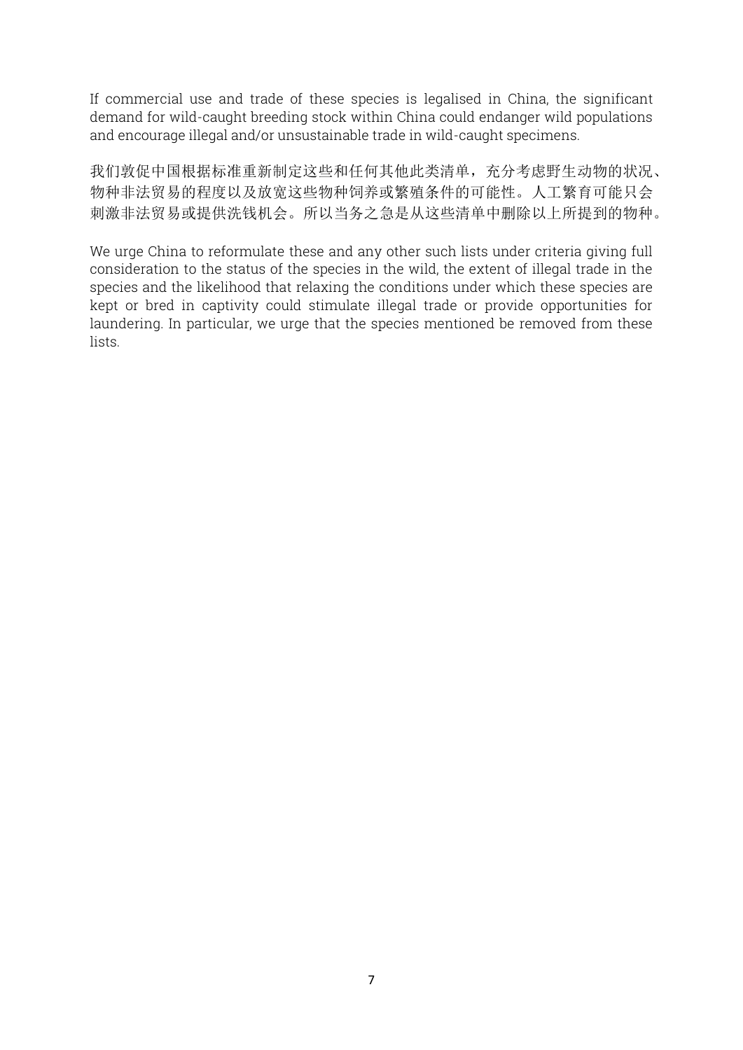If commercial use and trade of these species is legalised in China, the significant demand for wild-caught breeding stock within China could endanger wild populations and encourage illegal and/or unsustainable trade in wild-caught specimens.

我们敦促中国根据标准重新制定这些和任何其他此类清单，充分考虑野生动物的状况、物种非法贸易的程度以及放宽这些物种饲养或繁殖条件的可能性。人工繁育可能只会刺激非法贸易或提供洗钱机会。所以当务之急是从这些清单中删除以上所提到的物种。

We urge China to reformulate these and any other such lists under criteria giving full consideration to the status of the species in the wild, the extent of illegal trade in the species and the likelihood that relaxing the conditions under which these species are kept or bred in captivity could stimulate illegal trade or provide opportunities for laundering. In particular, we urge that the species mentioned be removed from these lists.